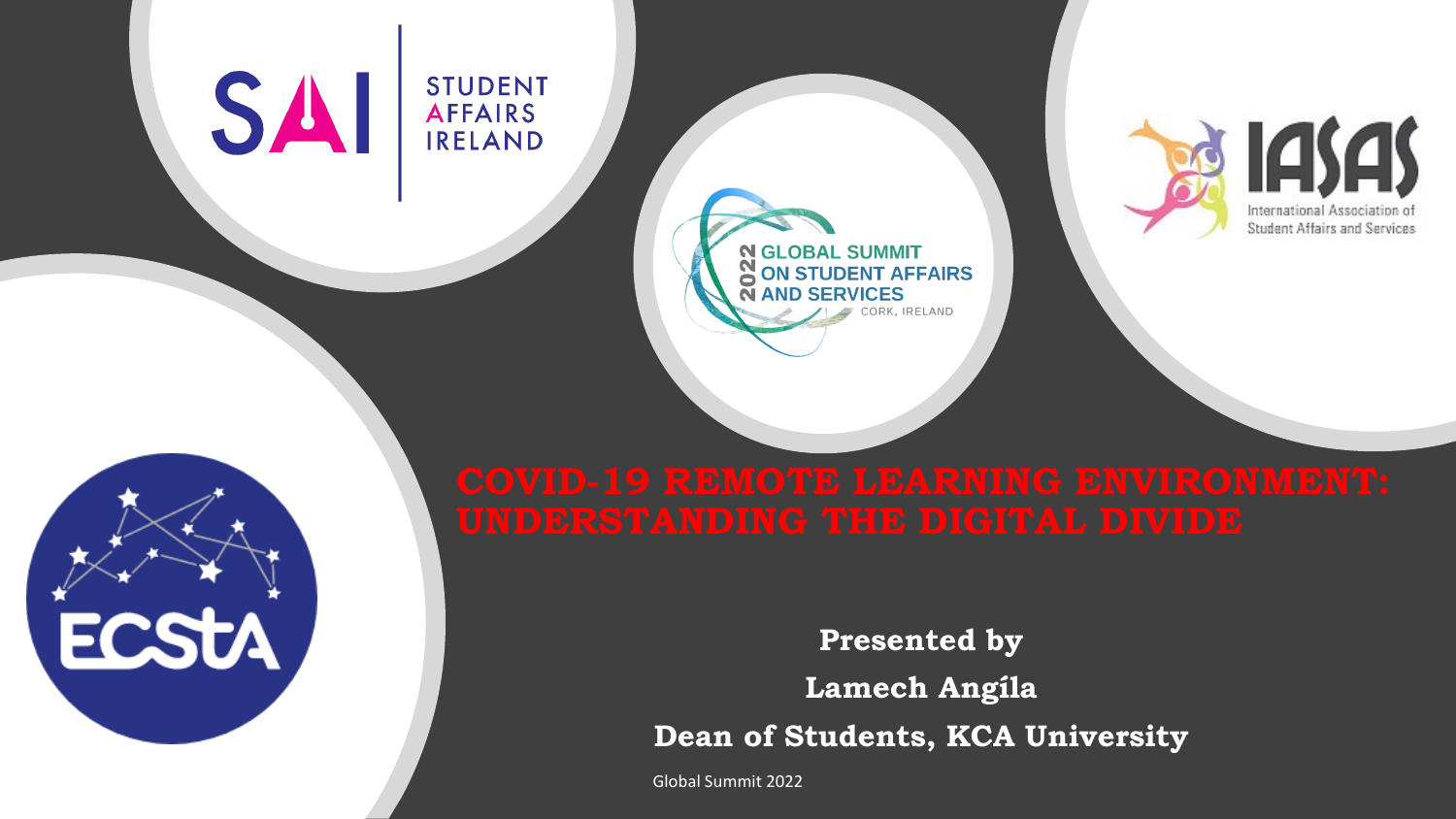# COVID-19 REMOTE LEARNING ENVIRONMENT: UNDERSTANDING THE DIGITAL DIVIDE

**Presented by**

**Lamech Angíla**

**Dean of Students, KCA University**

Global Summit 2022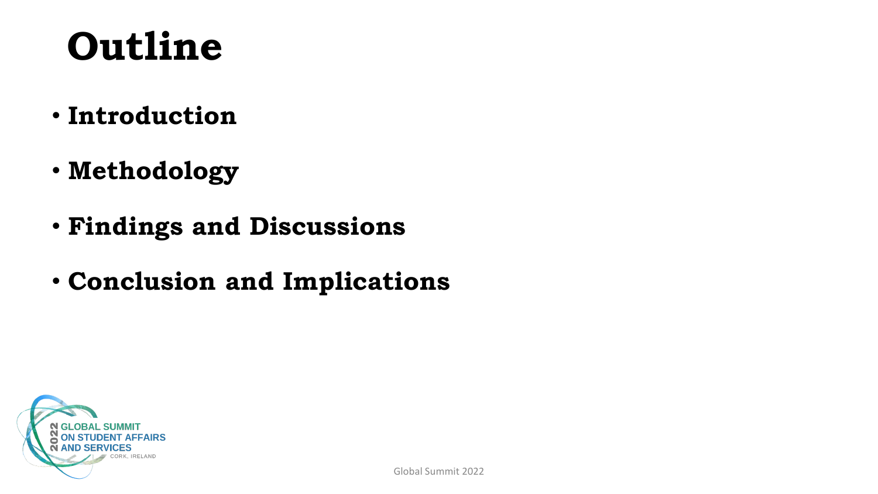# Outline

- **Introduction**
- **Methodology**
- **Findings and Discussions**
- **Conclusion and Implications**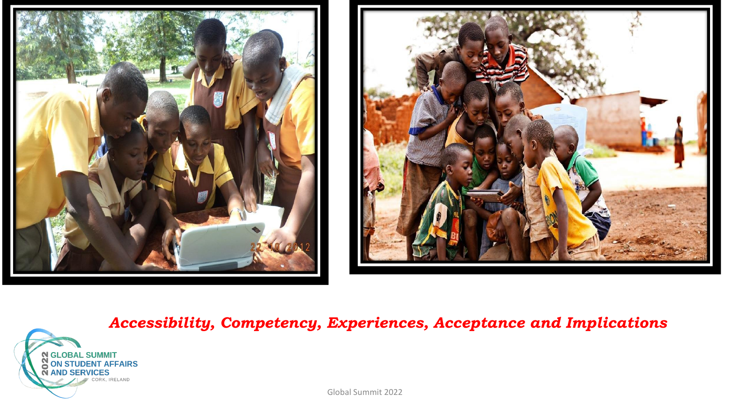***Accessibility, Competency, Experiences, Acceptance and Implications***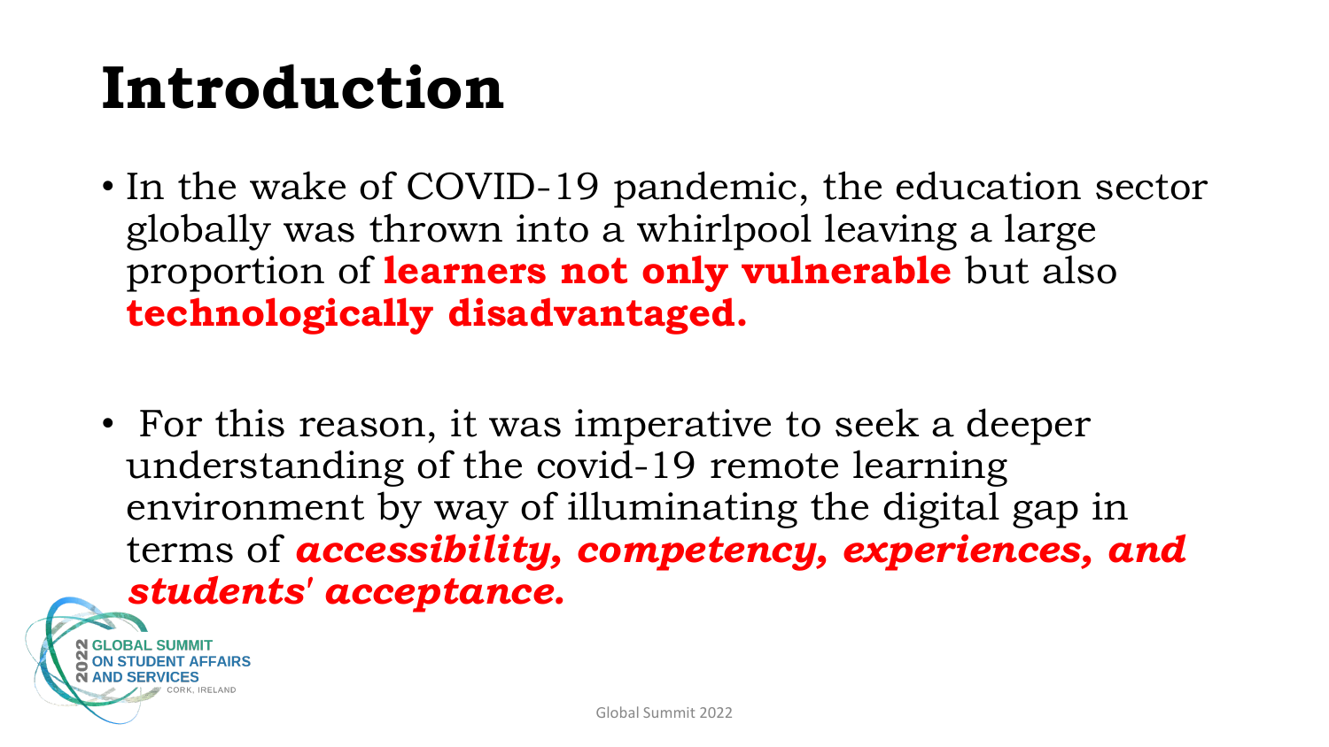# Introduction

- In the wake of COVID-19 pandemic, the education sector globally was thrown into a whirlpool leaving a large proportion of **learners not only vulnerable** but also **technologically disadvantaged.**

- For this reason, it was imperative to seek a deeper understanding of the covid-19 remote learning environment by way of illuminating the digital gap in terms of ***accessibility, competency, experiences, and students' acceptance.***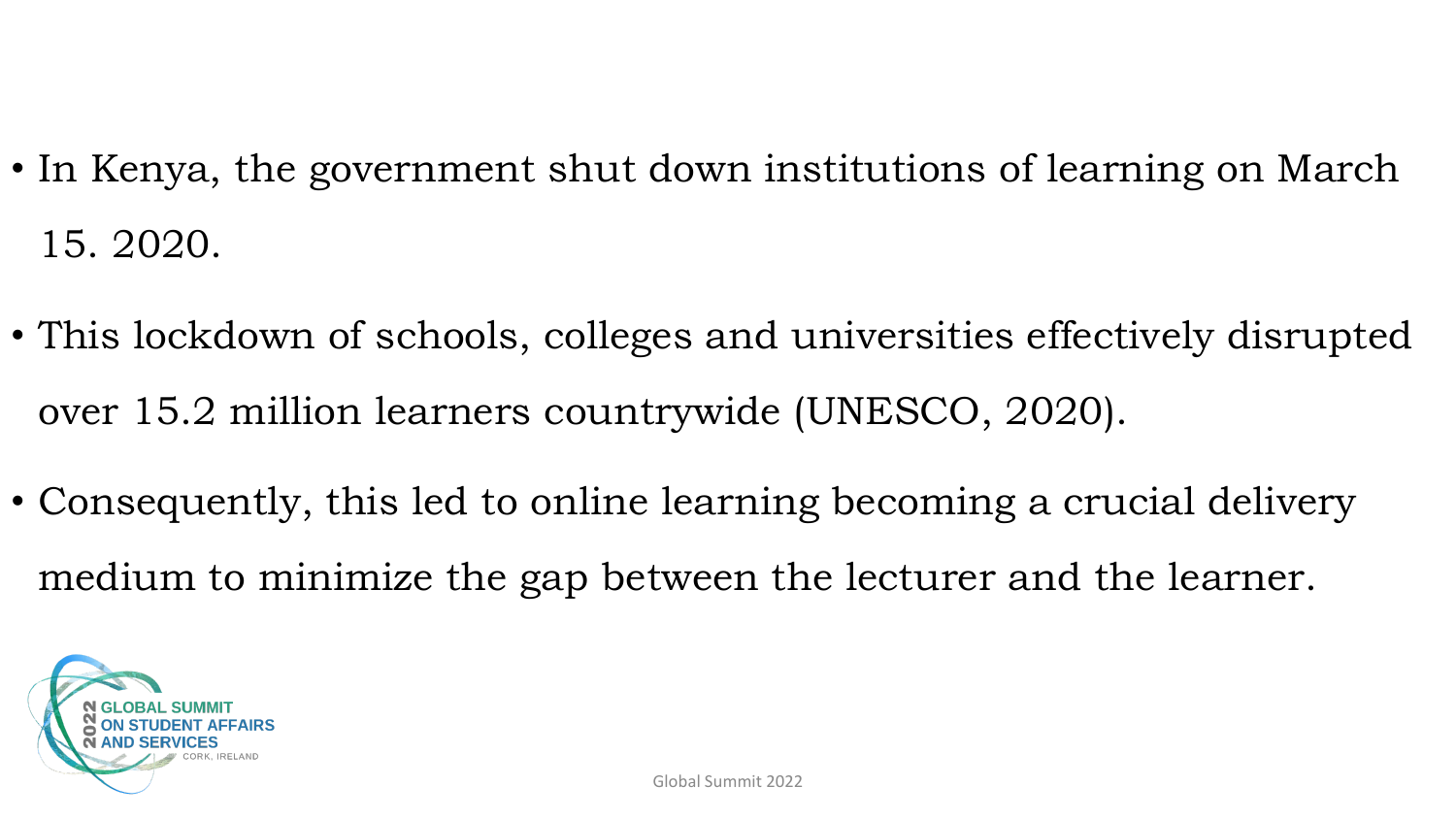- In Kenya, the government shut down institutions of learning on March 15. 2020.
- This lockdown of schools, colleges and universities effectively disrupted over 15.2 million learners countrywide (UNESCO, 2020).
- Consequently, this led to online learning becoming a crucial delivery medium to minimize the gap between the lecturer and the learner.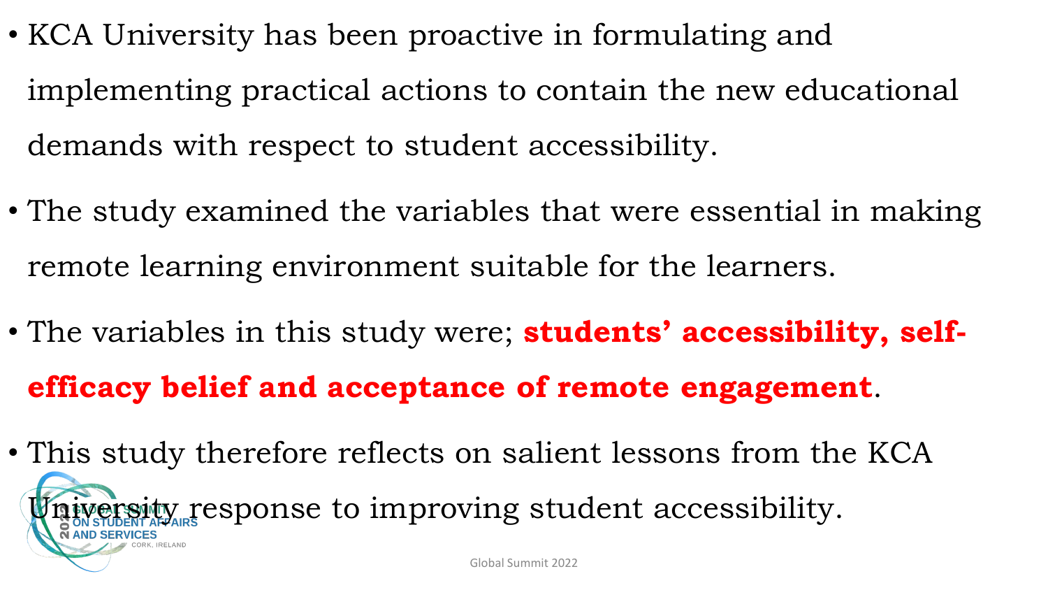- KCA University has been proactive in formulating and implementing practical actions to contain the new educational demands with respect to student accessibility.
- The study examined the variables that were essential in making remote learning environment suitable for the learners.
- The variables in this study were; **students' accessibility, self-efficacy belief and acceptance of remote engagement**.
- This study therefore reflects on salient lessons from the KCA University response to improving student accessibility.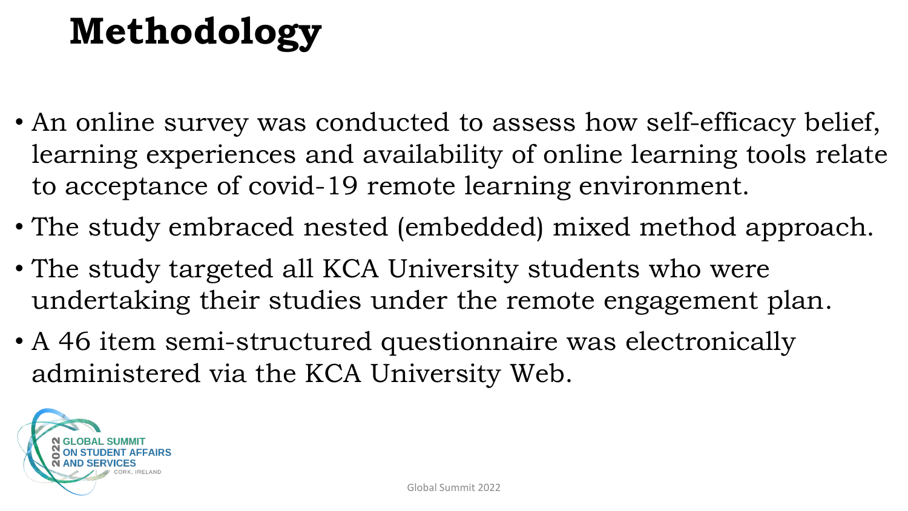# Methodology

- An online survey was conducted to assess how self-efficacy belief, learning experiences and availability of online learning tools relate to acceptance of covid-19 remote learning environment.
- The study embraced nested (embedded) mixed method approach.
- The study targeted all KCA University students who were undertaking their studies under the remote engagement plan.
- A 46 item semi-structured questionnaire was electronically administered via the KCA University Web.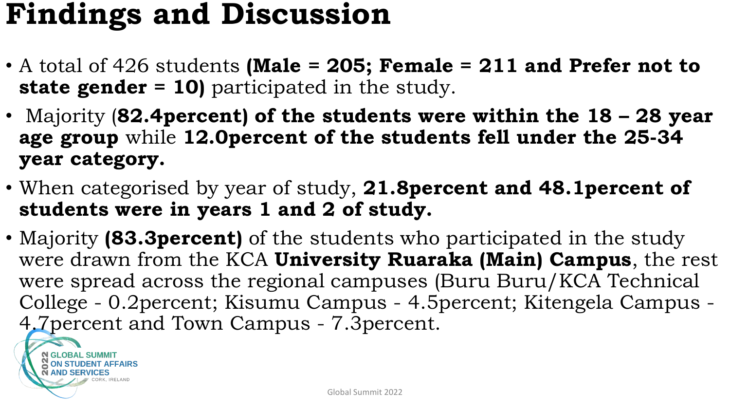# Findings and Discussion

- A total of 426 students **(Male = 205; Female = 211 and Prefer not to state gender = 10)** participated in the study.
- Majority (**82.4percent) of the students were within the 18 – 28 year age group** while **12.0percent of the students fell under the 25-34 year category.**
- When categorised by year of study, **21.8percent and 48.1percent of students were in years 1 and 2 of study.**
- Majority **(83.3percent)** of the students who participated in the study were drawn from the KCA **University Ruaraka (Main) Campus**, the rest were spread across the regional campuses (Buru Buru/KCA Technical College - 0.2percent; Kisumu Campus - 4.5percent; Kitengela Campus - 4.7percent and Town Campus - 7.3percent.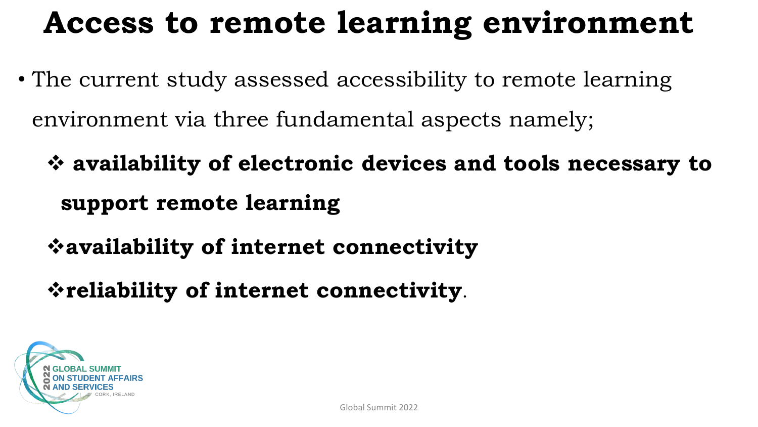# Access to remote learning environment

- The current study assessed accessibility to remote learning environment via three fundamental aspects namely;
  - ❖ **availability of electronic devices and tools necessary to support remote learning**
  - ❖ **availability of internet connectivity**
  - ❖ **reliability of internet connectivity**.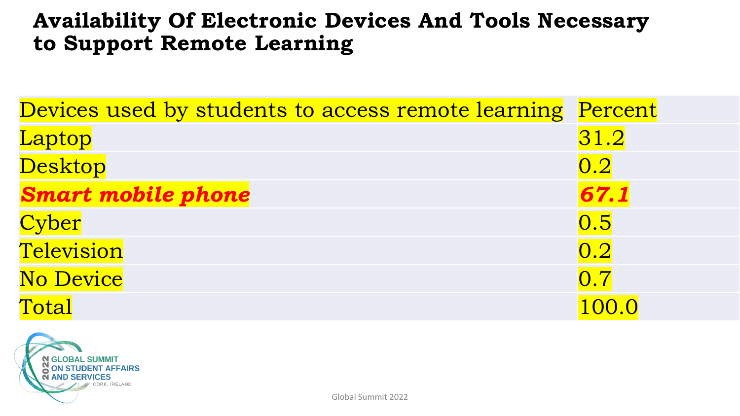# Availability Of Electronic Devices And Tools Necessary to Support Remote Learning

| Devices used by students to access remote learning | Percent |
| --- | --- |
| Laptop | 31.2 |
| Desktop | 0.2 |
| ***Smart mobile phone*** | ***67.1*** |
| Cyber | 0.5 |
| Television | 0.2 |
| No Device | 0.7 |
| Total | 100.0 |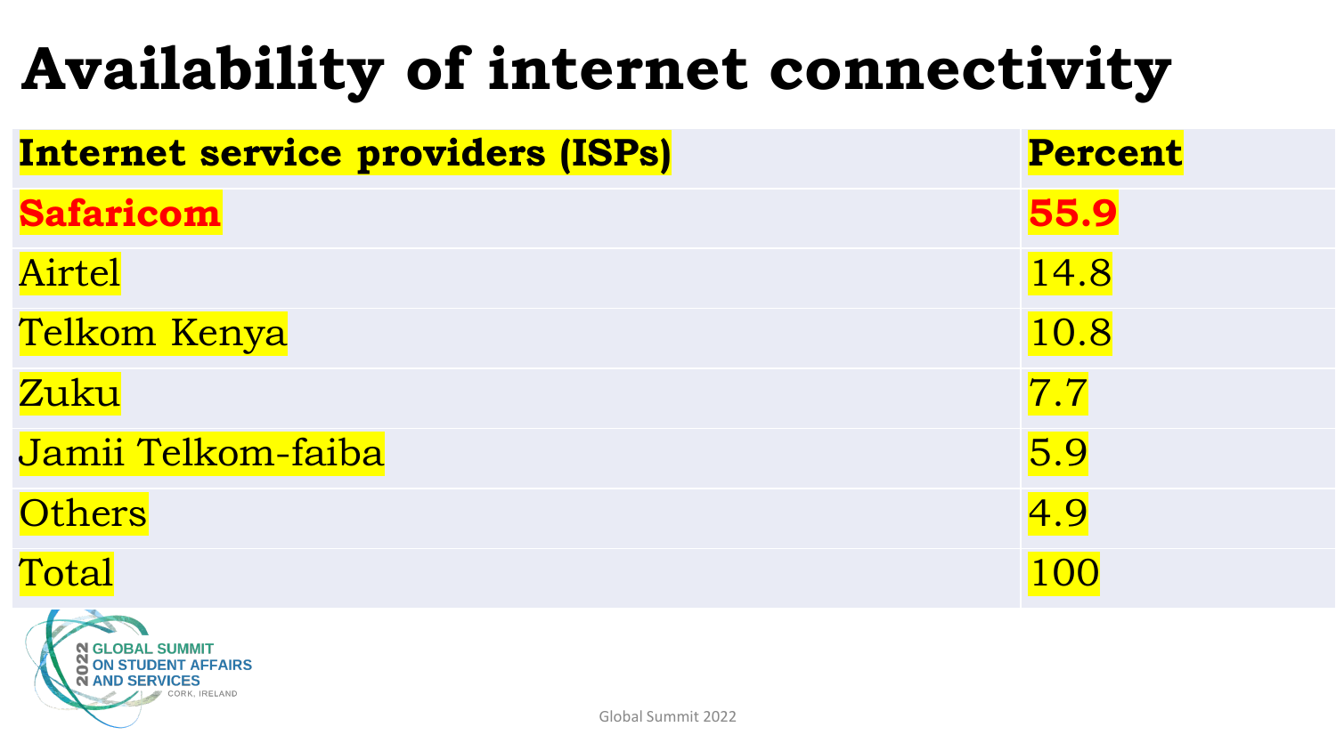# Availability of internet connectivity

| Internet service providers (ISPs) | Percent |
|---|---|
| **Safaricom** | **55.9** |
| Airtel | 14.8 |
| Telkom Kenya | 10.8 |
| Zuku | 7.7 |
| Jamii Telkom-faiba | 5.9 |
| Others | 4.9 |
| Total | 100 |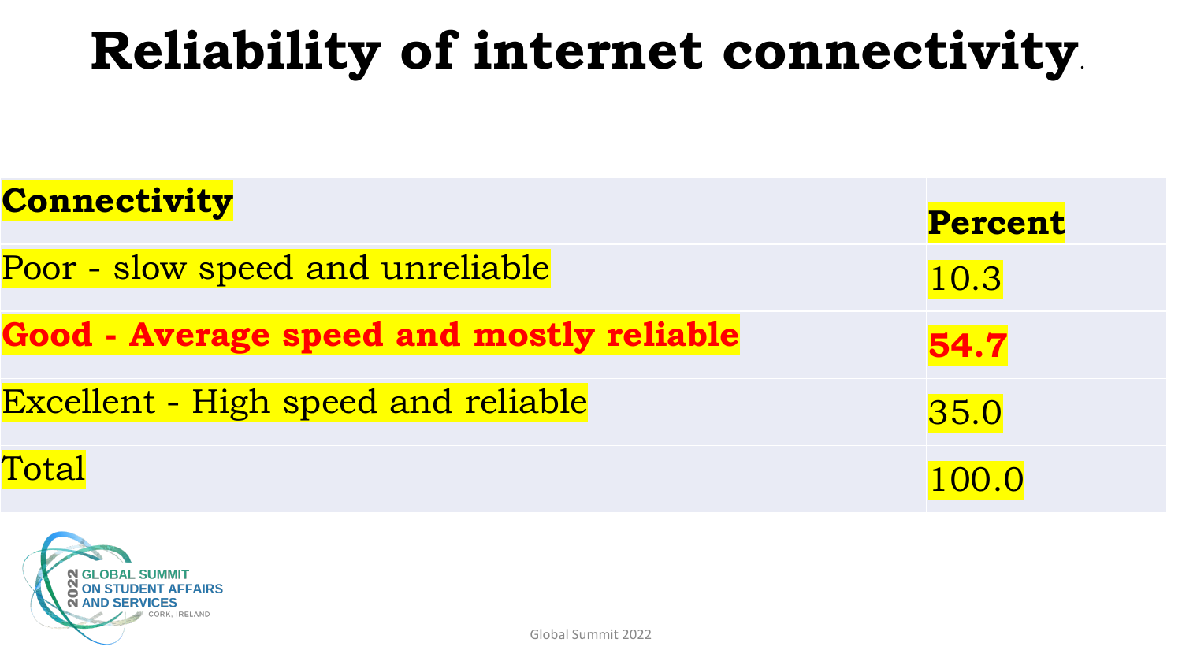# Reliability of internet connectivity.

| **Connectivity** | **Percent** |
|---|---|
| Poor - slow speed and unreliable | 10.3 |
| **Good - Average speed and mostly reliable** | **54.7** |
| Excellent - High speed and reliable | 35.0 |
| Total | 100.0 |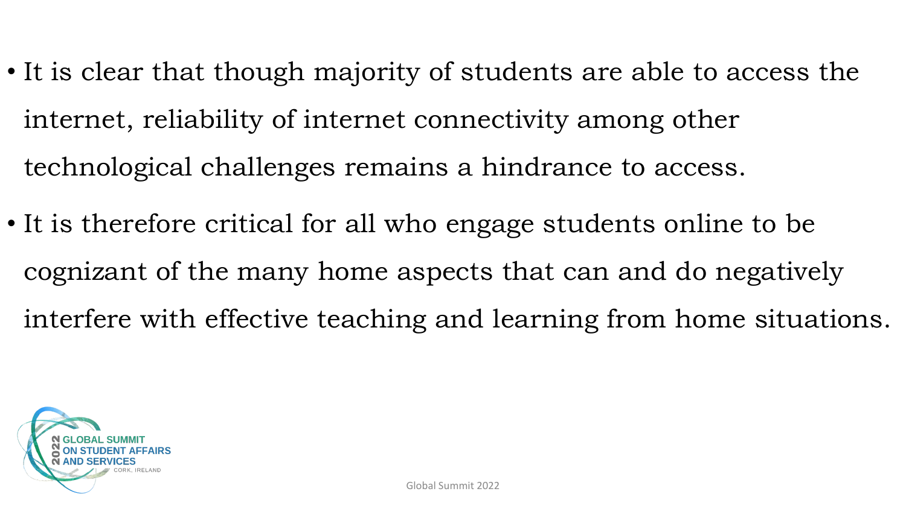- It is clear that though majority of students are able to access the internet, reliability of internet connectivity among other technological challenges remains a hindrance to access.
- It is therefore critical for all who engage students online to be cognizant of the many home aspects that can and do negatively interfere with effective teaching and learning from home situations.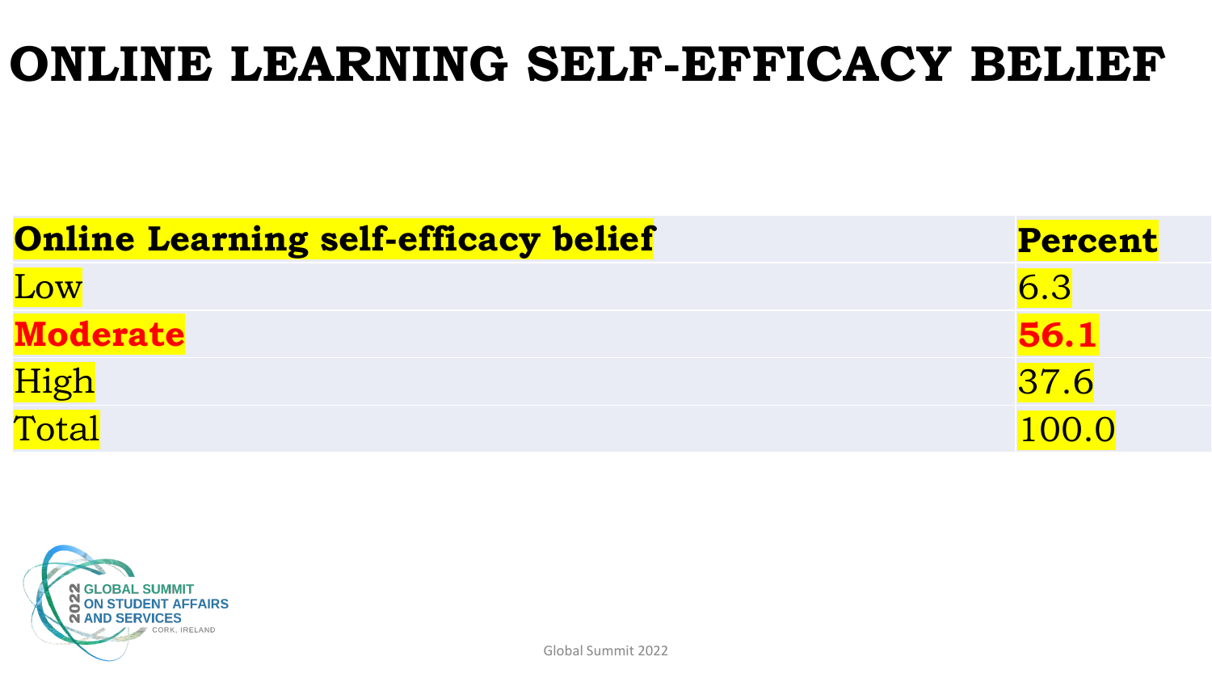# ONLINE LEARNING SELF-EFFICACY BELIEF

| **Online Learning self-efficacy belief** | **Percent** |
|---|---|
| Low | 6.3 |
| **Moderate** | **56.1** |
| High | 37.6 |
| Total | 100.0 |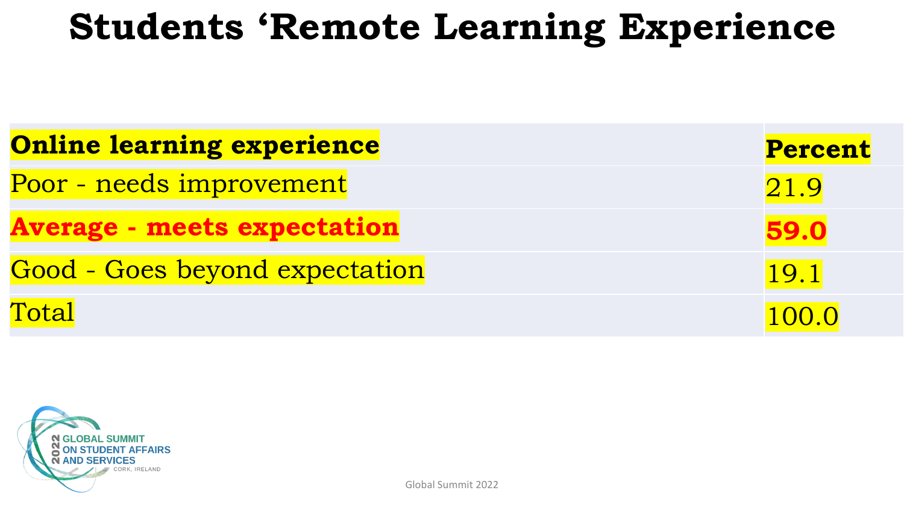# Students 'Remote Learning Experience

| **Online learning experience** | **Percent** |
|---|---|
| Poor - needs improvement | 21.9 |
| **Average - meets expectation** | **59.0** |
| Good - Goes beyond expectation | 19.1 |
| Total | 100.0 |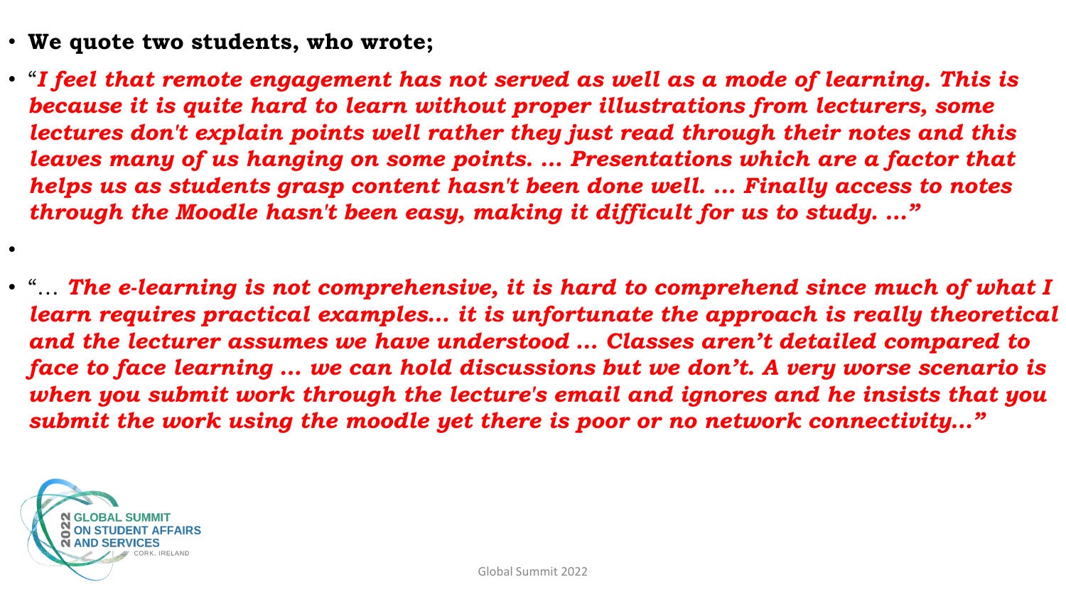- **We quote two students, who wrote;**
- "***I feel that remote engagement has not served as well as a mode of learning. This is because it is quite hard to learn without proper illustrations from lecturers, some lectures don't explain points well rather they just read through their notes and this leaves many of us hanging on some points. … Presentations which are a factor that helps us as students grasp content hasn't been done well. … Finally access to notes through the Moodle hasn't been easy, making it difficult for us to study. …"***
- "… ***The e-learning is not comprehensive, it is hard to comprehend since much of what I learn requires practical examples… it is unfortunate the approach is really theoretical and the lecturer assumes we have understood … Classes aren't detailed compared to face to face learning … we can hold discussions but we don't. A very worse scenario is when you submit work through the lecture's email and ignores and he insists that you submit the work using the moodle yet there is poor or no network connectivity…"***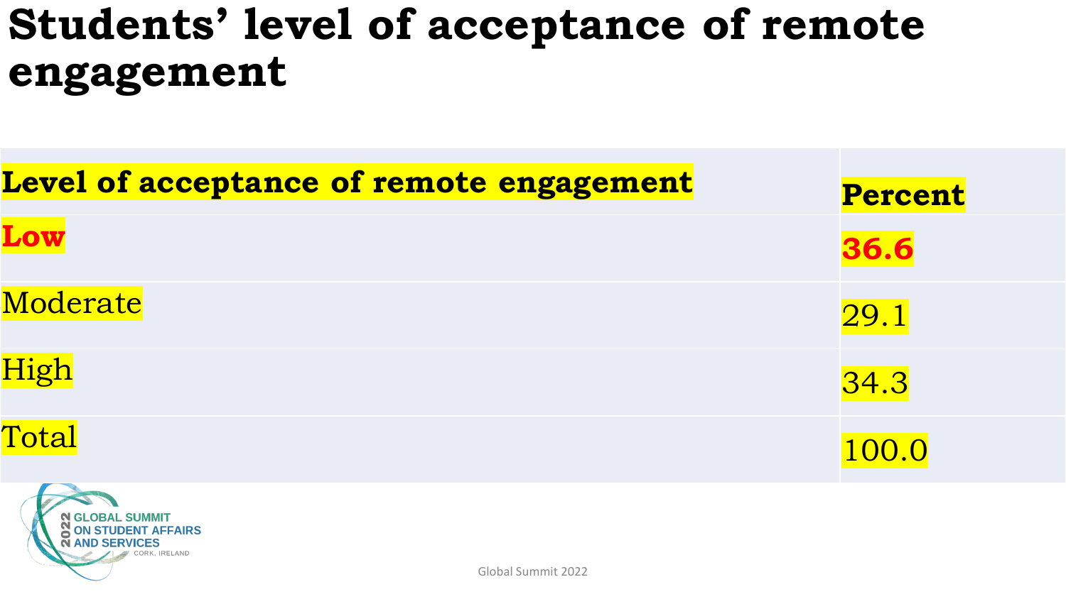# Students' level of acceptance of remote engagement

| **Level of acceptance of remote engagement** | **Percent** |
|---|---|
| **Low** | **36.6** |
| Moderate | 29.1 |
| High | 34.3 |
| Total | 100.0 |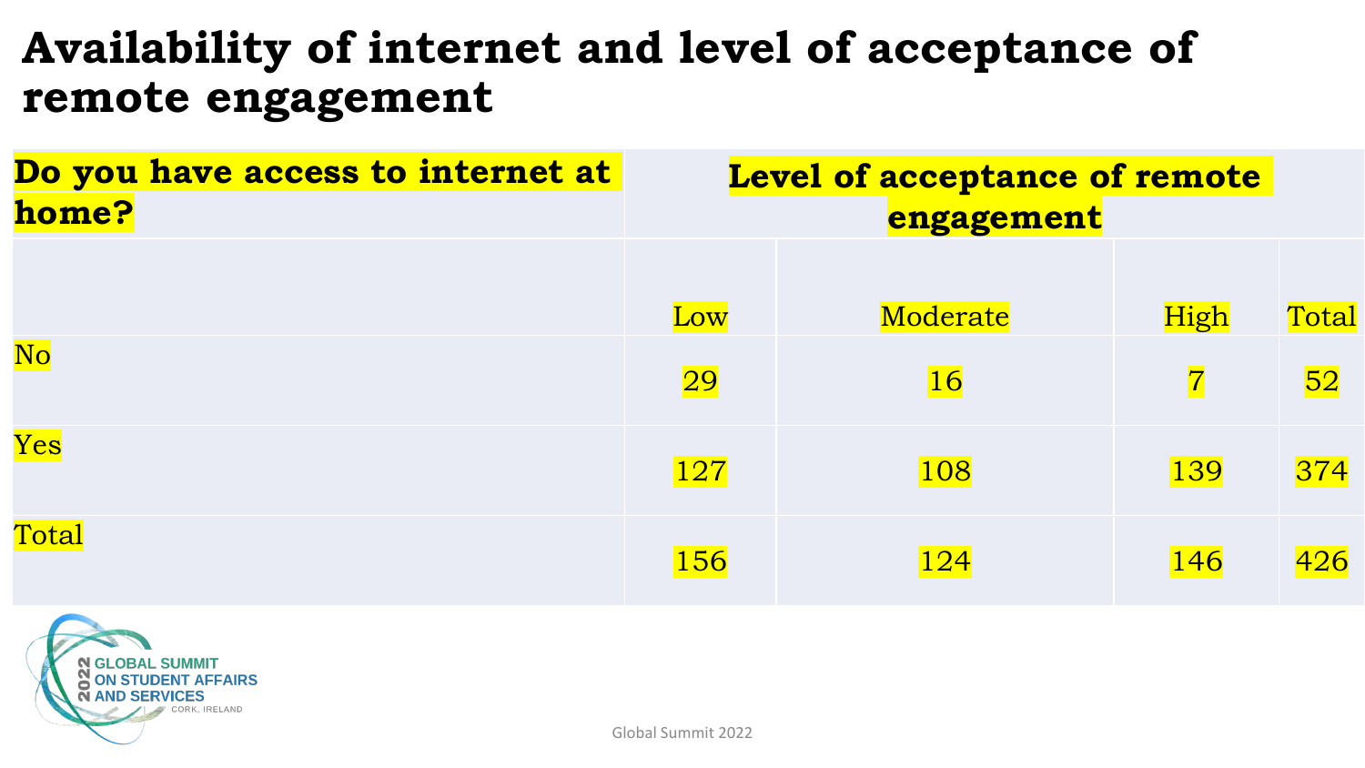# Availability of internet and level of acceptance of remote engagement

| Do you have access to internet at home? | Level of acceptance of remote engagement | | | |
|---|---|---|---|---|
| | Low | Moderate | High | Total |
| No | 29 | 16 | 7 | 52 |
| Yes | 127 | 108 | 139 | 374 |
| Total | 156 | 124 | 146 | 426 |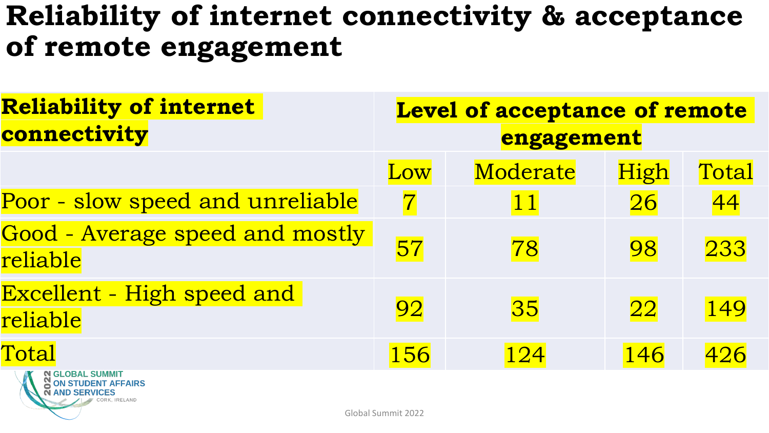# Reliability of internet connectivity & acceptance of remote engagement

| Reliability of internet connectivity | Level of acceptance of remote engagement | | | |
|---|---|---|---|---|
| | Low | Moderate | High | Total |
| Poor - slow speed and unreliable | 7 | 11 | 26 | 44 |
| Good - Average speed and mostly reliable | 57 | 78 | 98 | 233 |
| Excellent - High speed and reliable | 92 | 35 | 22 | 149 |
| Total | 156 | 124 | 146 | 426 |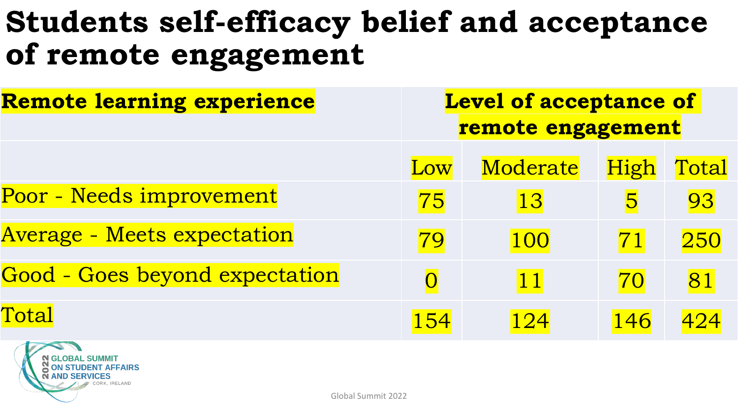# Students self-efficacy belief and acceptance of remote engagement

| Remote learning experience | Level of acceptance of remote engagement | | | |
|---|---|---|---|---|
| | Low | Moderate | High | Total |
| Poor - Needs improvement | 75 | 13 | 5 | 93 |
| Average - Meets expectation | 79 | 100 | 71 | 250 |
| Good - Goes beyond expectation | 0 | 11 | 70 | 81 |
| Total | 154 | 124 | 146 | 424 |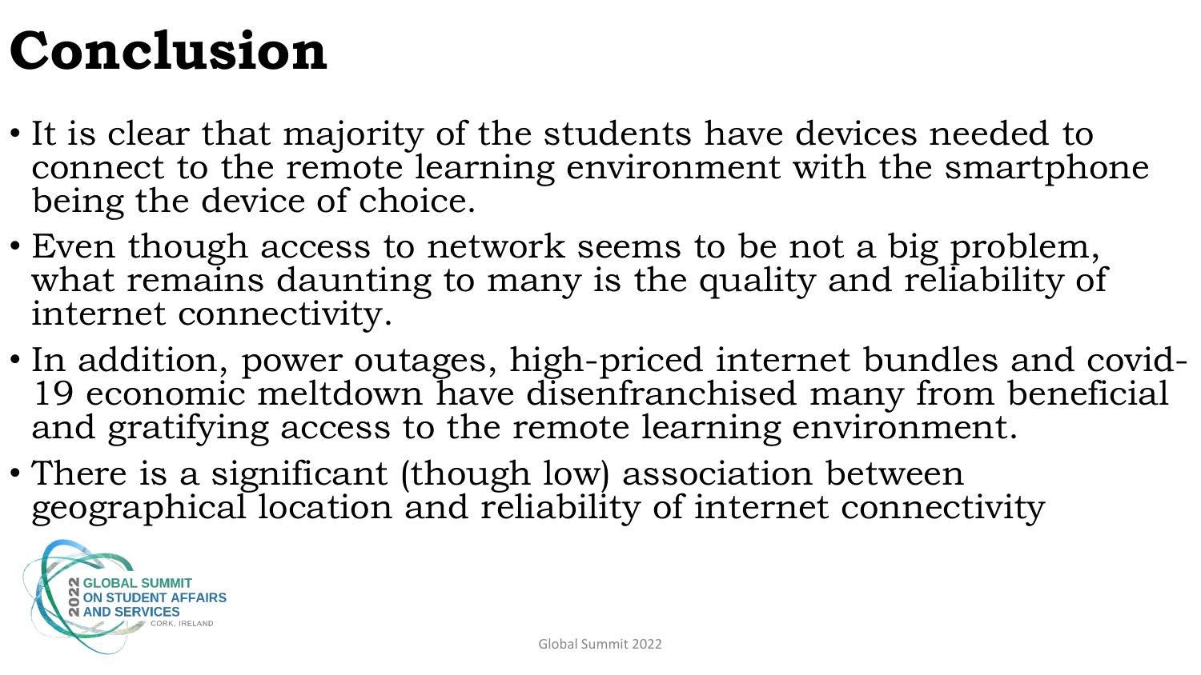# Conclusion

- It is clear that majority of the students have devices needed to connect to the remote learning environment with the smartphone being the device of choice.
- Even though access to network seems to be not a big problem, what remains daunting to many is the quality and reliability of internet connectivity.
- In addition, power outages, high-priced internet bundles and covid-19 economic meltdown have disenfranchised many from beneficial and gratifying access to the remote learning environment.
- There is a significant (though low) association between geographical location and reliability of internet connectivity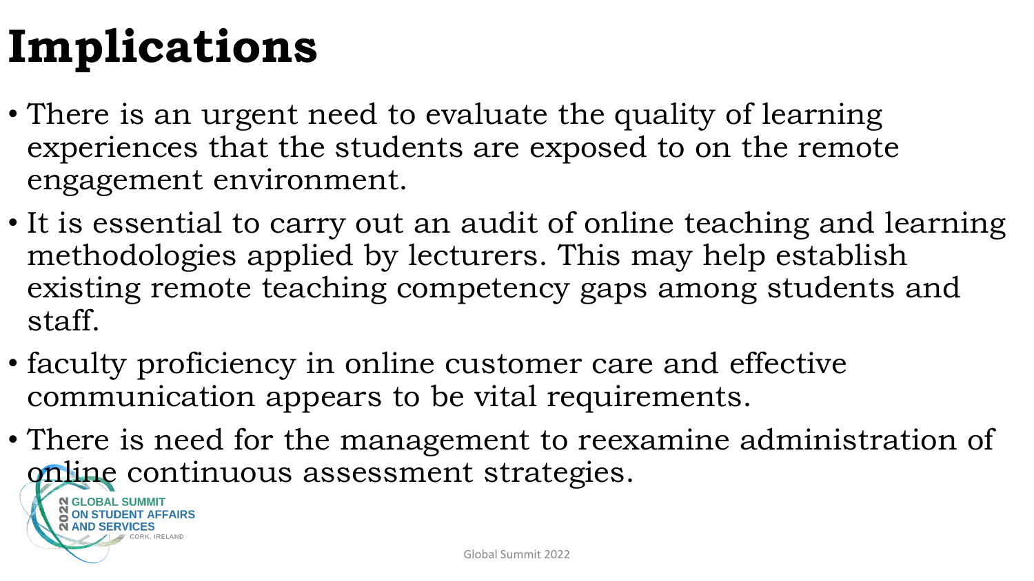# Implications

- There is an urgent need to evaluate the quality of learning experiences that the students are exposed to on the remote engagement environment.
- It is essential to carry out an audit of online teaching and learning methodologies applied by lecturers. This may help establish existing remote teaching competency gaps among students and staff.
- faculty proficiency in online customer care and effective communication appears to be vital requirements.
- There is need for the management to reexamine administration of online continuous assessment strategies.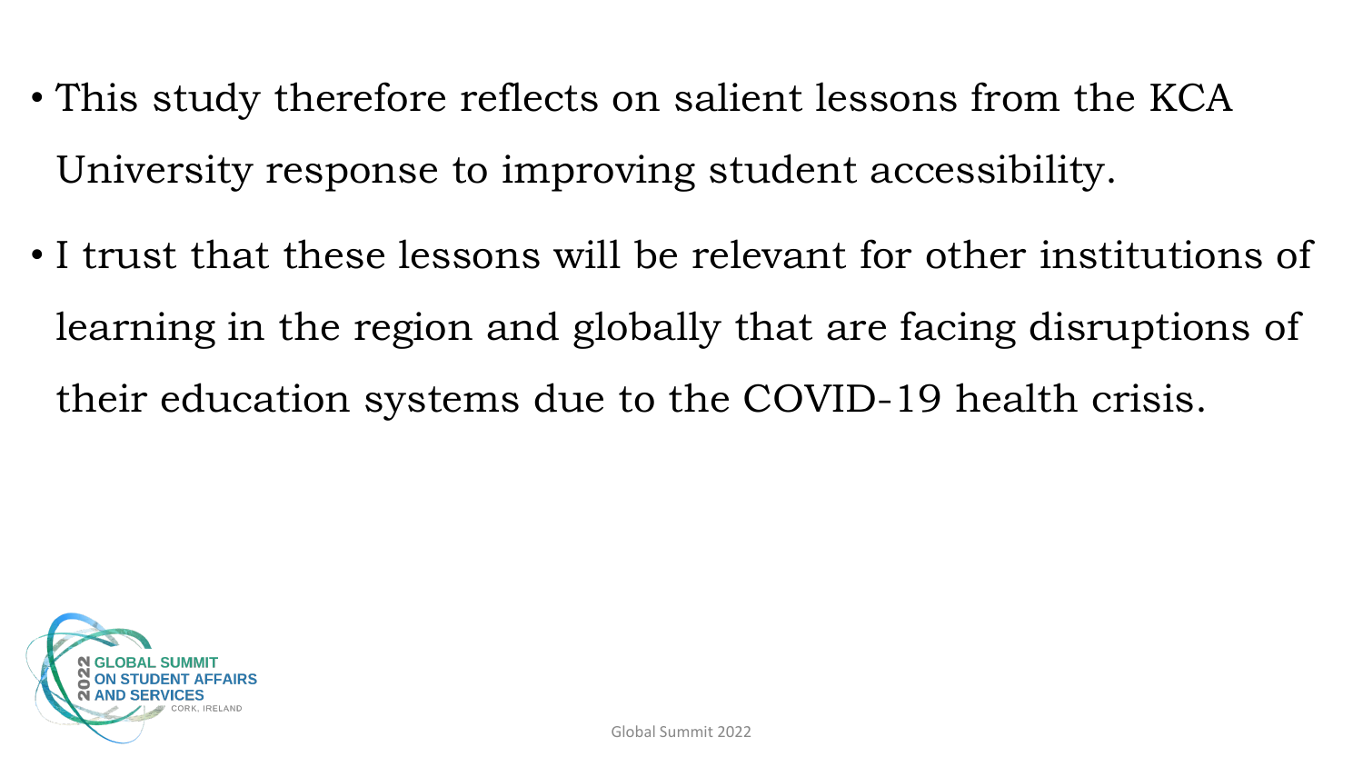- This study therefore reflects on salient lessons from the KCA University response to improving student accessibility.
- I trust that these lessons will be relevant for other institutions of learning in the region and globally that are facing disruptions of their education systems due to the COVID-19 health crisis.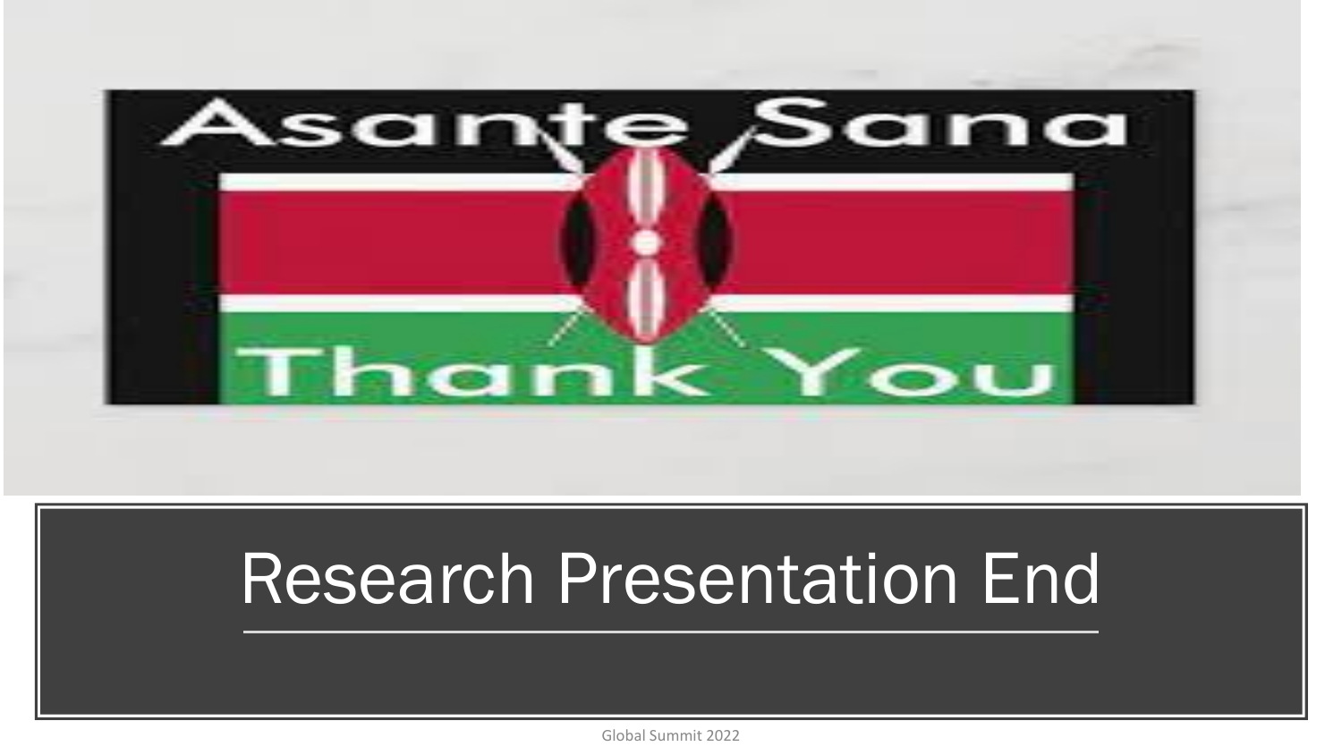Asante Sana

Thank You

# Research Presentation End